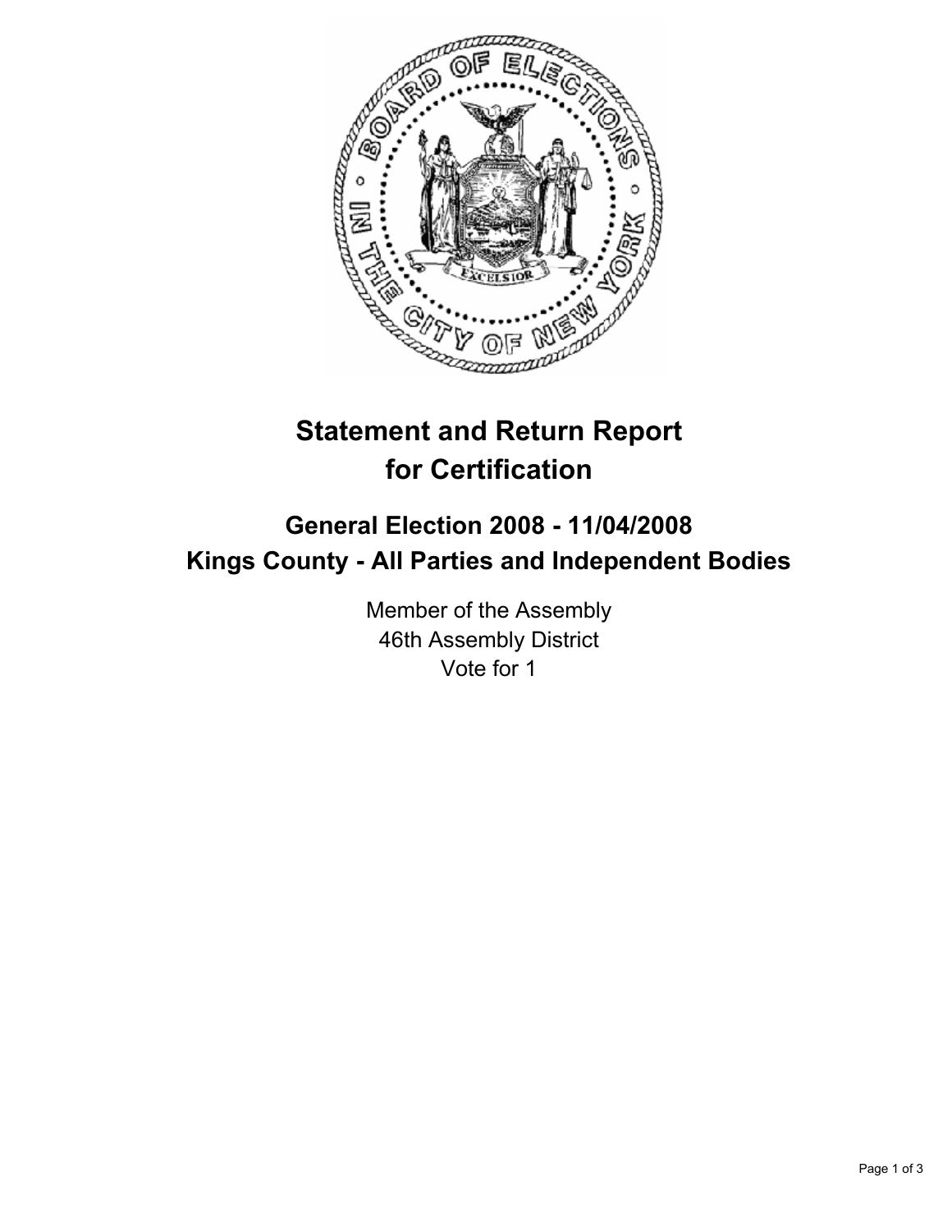# Statement and Return Report for Certification

## General Election 2008 - 11/04/2008
## Kings County - All Parties and Independent Bodies

Member of the Assembly
46th Assembly District
Vote for 1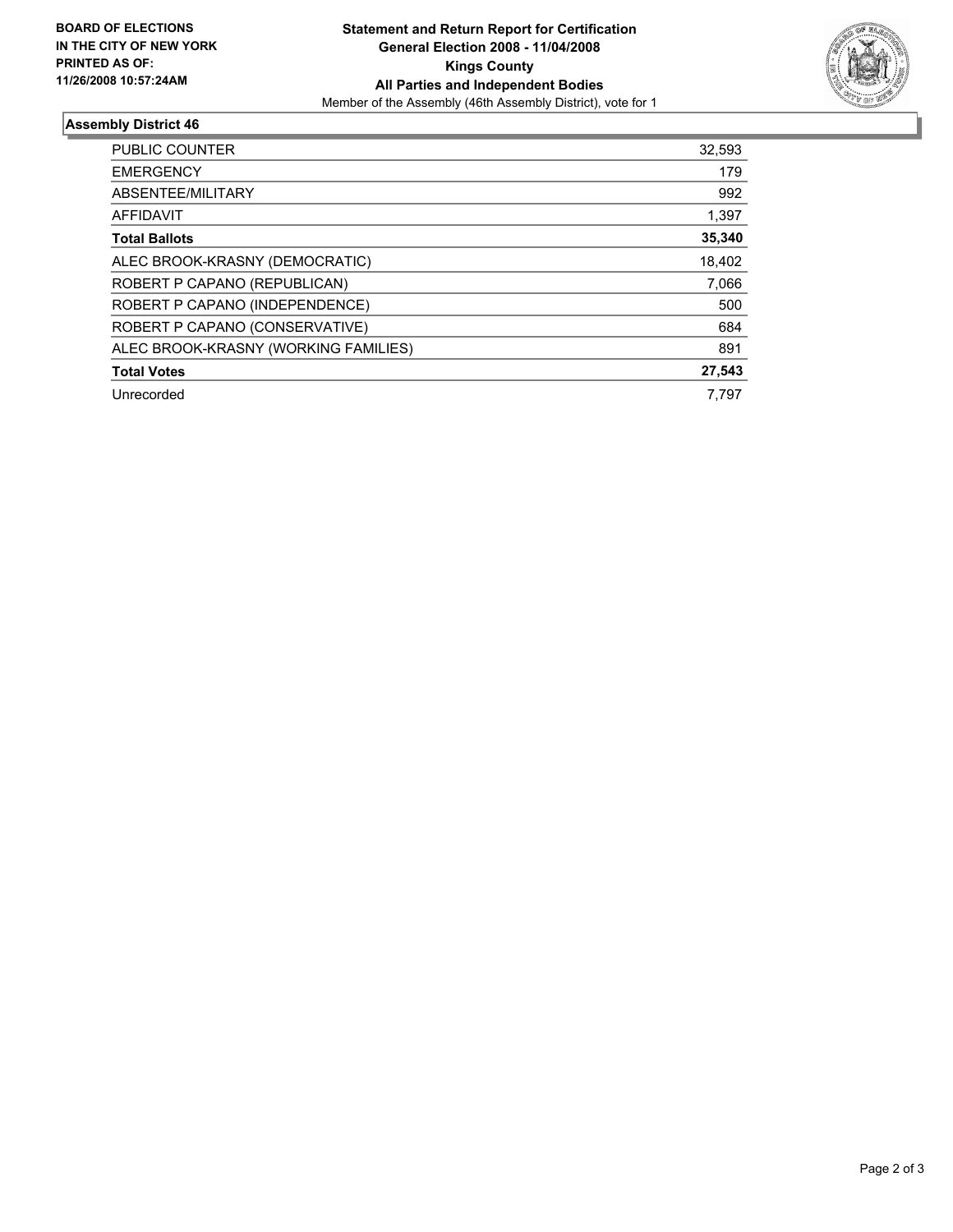**BOARD OF ELECTIONS IN THE CITY OF NEW YORK PRINTED AS OF: 11/26/2008 10:57:24AM**

**Statement and Return Report for Certification**
**General Election 2008 - 11/04/2008**
**Kings County**
**All Parties and Independent Bodies**
Member of the Assembly (46th Assembly District), vote for 1

## Assembly District 46

| | |
|---|---|
| PUBLIC COUNTER | 32,593 |
| EMERGENCY | 179 |
| ABSENTEE/MILITARY | 992 |
| AFFIDAVIT | 1,397 |
| **Total Ballots** | **35,340** |
| ALEC BROOK-KRASNY (DEMOCRATIC) | 18,402 |
| ROBERT P CAPANO (REPUBLICAN) | 7,066 |
| ROBERT P CAPANO (INDEPENDENCE) | 500 |
| ROBERT P CAPANO (CONSERVATIVE) | 684 |
| ALEC BROOK-KRASNY (WORKING FAMILIES) | 891 |
| **Total Votes** | **27,543** |
| Unrecorded | 7,797 |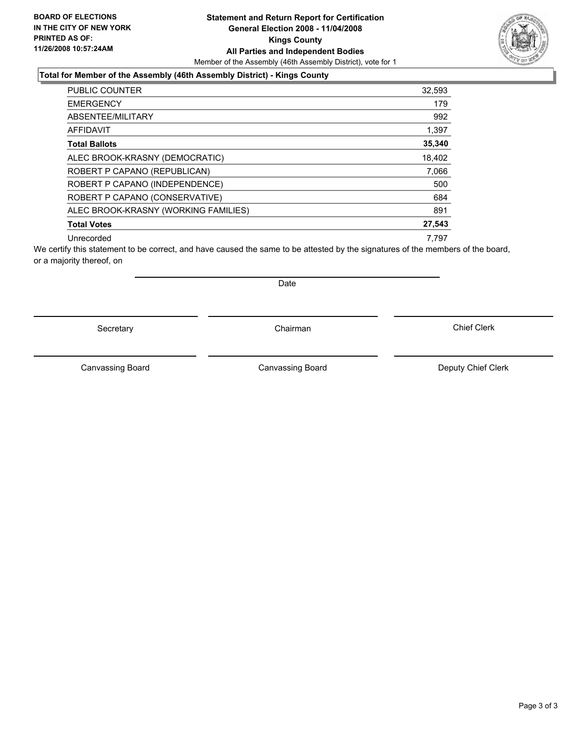**BOARD OF ELECTIONS IN THE CITY OF NEW YORK PRINTED AS OF: 11/26/2008 10:57:24AM**

**Statement and Return Report for Certification**
**General Election 2008 - 11/04/2008**
**Kings County**
**All Parties and Independent Bodies**
Member of the Assembly (46th Assembly District), vote for 1

**Total for Member of the Assembly (46th Assembly District) - Kings County**

| | |
|---|---|
| PUBLIC COUNTER | 32,593 |
| EMERGENCY | 179 |
| ABSENTEE/MILITARY | 992 |
| AFFIDAVIT | 1,397 |
| **Total Ballots** | **35,340** |
| ALEC BROOK-KRASNY (DEMOCRATIC) | 18,402 |
| ROBERT P CAPANO (REPUBLICAN) | 7,066 |
| ROBERT P CAPANO (INDEPENDENCE) | 500 |
| ROBERT P CAPANO (CONSERVATIVE) | 684 |
| ALEC BROOK-KRASNY (WORKING FAMILIES) | 891 |
| **Total Votes** | **27,543** |
| Unrecorded | 7,797 |

We certify this statement to be correct, and have caused the same to be attested by the signatures of the members of the board, or a majority thereof, on

Date

Secretary — Chairman — Chief Clerk

Canvassing Board — Canvassing Board — Deputy Chief Clerk